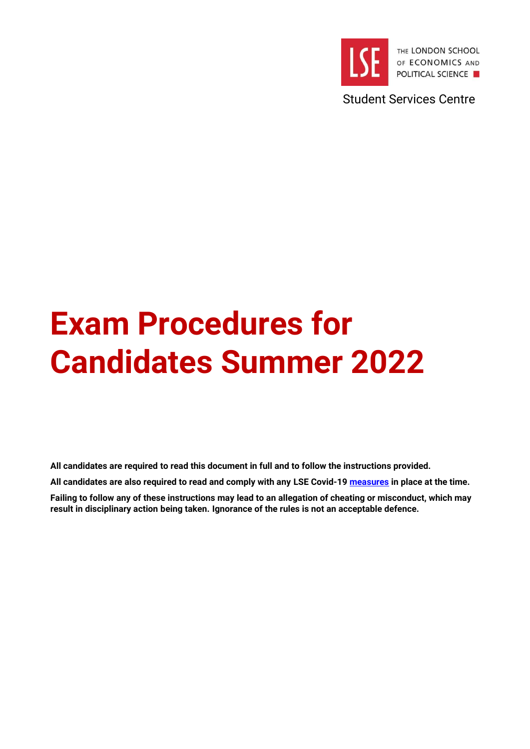THE LONDON SCHOOL OF ECONOMICS AND POLITICAL SCIENCE

Student Services Centre

# Exam Procedures for Candidates Summer 2022

**All candidates are required to read this document in full and to follow the instructions provided.**

**All candidates are also required to read and comply with any LSE Covid-19 measures in place at the time.**

**Failing to follow any of these instructions may lead to an allegation of cheating or misconduct, which may result in disciplinary action being taken. Ignorance of the rules is not an acceptable defence.**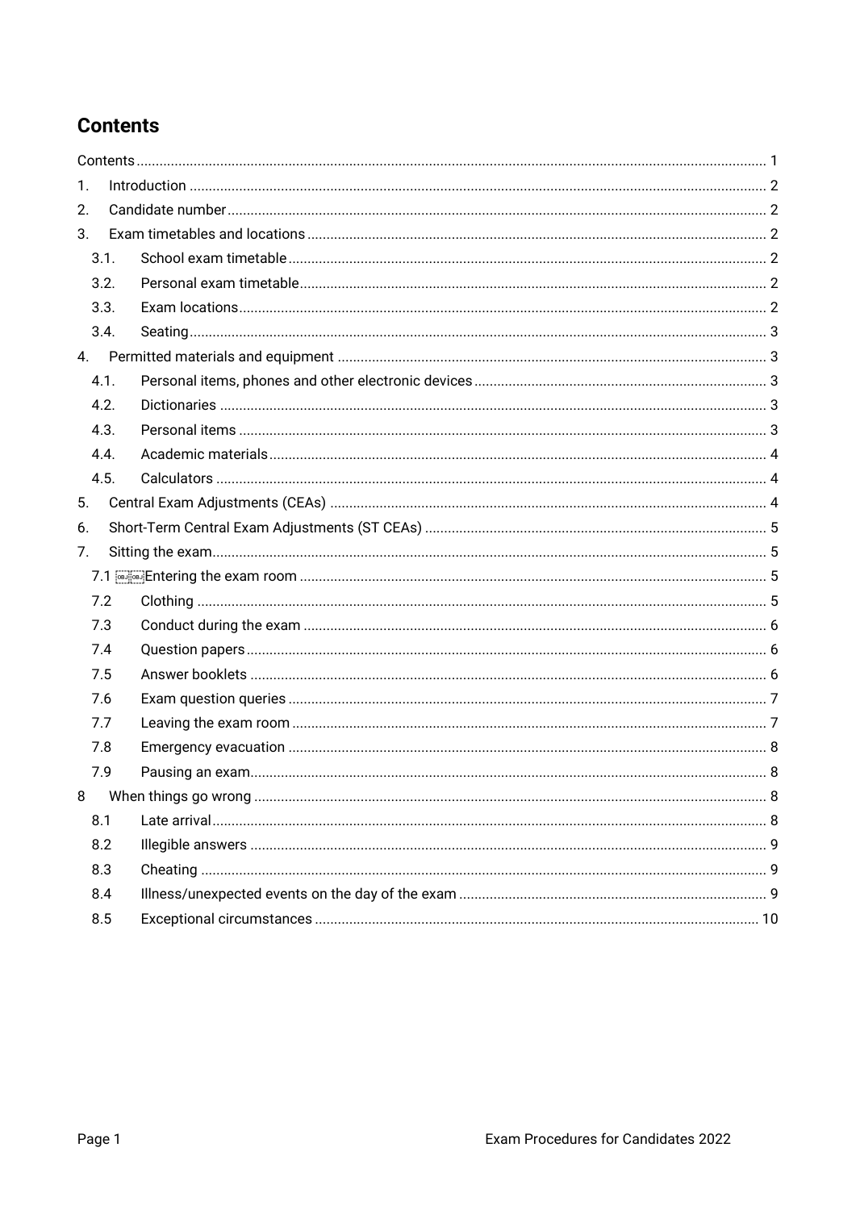# Contents

Contents ..... 1

1. Introduction ..... 2
2. Candidate number ..... 2
3. Exam timetables and locations ..... 2
   - 3.1. School exam timetable ..... 2
   - 3.2. Personal exam timetable ..... 2
   - 3.3. Exam locations ..... 2
   - 3.4. Seating ..... 3
4. Permitted materials and equipment ..... 3
   - 4.1. Personal items, phones and other electronic devices ..... 3
   - 4.2. Dictionaries ..... 3
   - 4.3. Personal items ..... 3
   - 4.4. Academic materials ..... 4
   - 4.5. Calculators ..... 4
5. Central Exam Adjustments (CEAs) ..... 4
6. Short-Term Central Exam Adjustments (ST CEAs) ..... 5
7. Sitting the exam ..... 5
   - 7.1 Entering the exam room ..... 5
   - 7.2 Clothing ..... 5
   - 7.3 Conduct during the exam ..... 6
   - 7.4 Question papers ..... 6
   - 7.5 Answer booklets ..... 6
   - 7.6 Exam question queries ..... 7
   - 7.7 Leaving the exam room ..... 7
   - 7.8 Emergency evacuation ..... 8
   - 7.9 Pausing an exam ..... 8
8. When things go wrong ..... 8
   - 8.1 Late arrival ..... 8
   - 8.2 Illegible answers ..... 9
   - 8.3 Cheating ..... 9
   - 8.4 Illness/unexpected events on the day of the exam ..... 9
   - 8.5 Exceptional circumstances ..... 10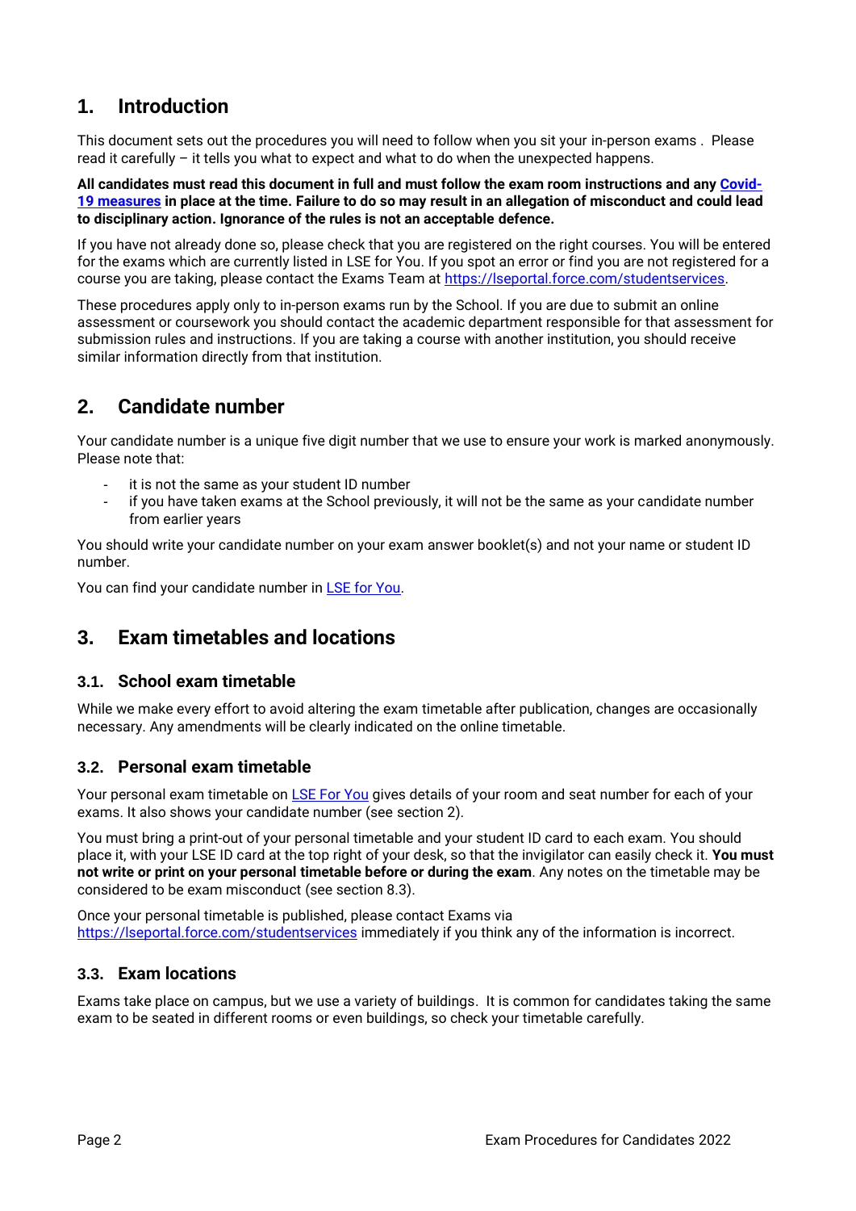## 1. Introduction

This document sets out the procedures you will need to follow when you sit your in-person exams . Please read it carefully – it tells you what to expect and what to do when the unexpected happens.

**All candidates must read this document in full and must follow the exam room instructions and any Covid-19 measures in place at the time. Failure to do so may result in an allegation of misconduct and could lead to disciplinary action. Ignorance of the rules is not an acceptable defence.**

If you have not already done so, please check that you are registered on the right courses. You will be entered for the exams which are currently listed in LSE for You. If you spot an error or find you are not registered for a course you are taking, please contact the Exams Team at https://lseportal.force.com/studentservices.

These procedures apply only to in-person exams run by the School. If you are due to submit an online assessment or coursework you should contact the academic department responsible for that assessment for submission rules and instructions. If you are taking a course with another institution, you should receive similar information directly from that institution.

## 2. Candidate number

Your candidate number is a unique five digit number that we use to ensure your work is marked anonymously. Please note that:

- it is not the same as your student ID number
- if you have taken exams at the School previously, it will not be the same as your candidate number from earlier years

You should write your candidate number on your exam answer booklet(s) and not your name or student ID number.

You can find your candidate number in LSE for You.

## 3. Exam timetables and locations

### 3.1. School exam timetable

While we make every effort to avoid altering the exam timetable after publication, changes are occasionally necessary. Any amendments will be clearly indicated on the online timetable.

### 3.2. Personal exam timetable

Your personal exam timetable on LSE For You gives details of your room and seat number for each of your exams. It also shows your candidate number (see section 2).

You must bring a print-out of your personal timetable and your student ID card to each exam. You should place it, with your LSE ID card at the top right of your desk, so that the invigilator can easily check it. **You must not write or print on your personal timetable before or during the exam**. Any notes on the timetable may be considered to be exam misconduct (see section 8.3).

Once your personal timetable is published, please contact Exams via https://lseportal.force.com/studentservices immediately if you think any of the information is incorrect.

### 3.3. Exam locations

Exams take place on campus, but we use a variety of buildings. It is common for candidates taking the same exam to be seated in different rooms or even buildings, so check your timetable carefully.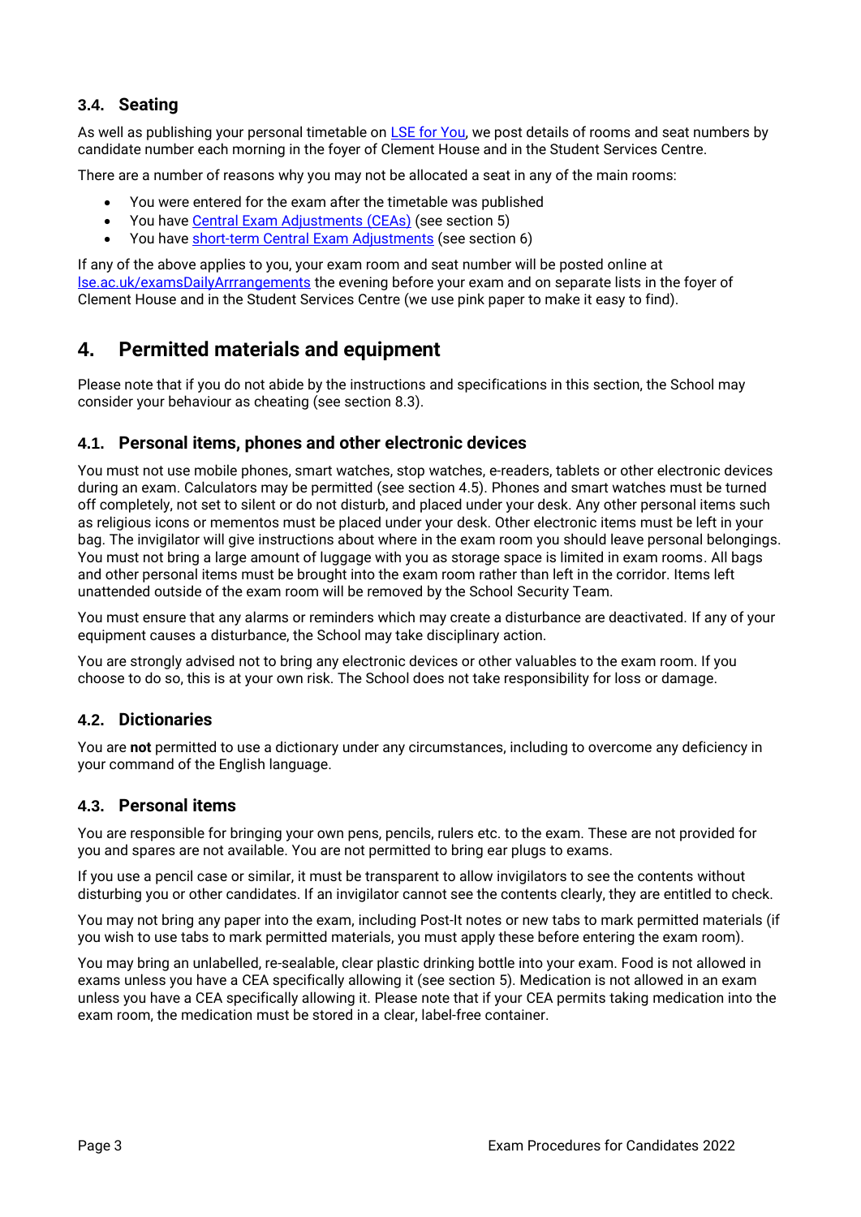### 3.4. Seating

As well as publishing your personal timetable on [LSE for You](), we post details of rooms and seat numbers by candidate number each morning in the foyer of Clement House and in the Student Services Centre.

There are a number of reasons why you may not be allocated a seat in any of the main rooms:

- You were entered for the exam after the timetable was published
- You have [Central Exam Adjustments (CEAs)]() (see section 5)
- You have [short-term Central Exam Adjustments]() (see section 6)

If any of the above applies to you, your exam room and seat number will be posted online at [lse.ac.uk/examsDailyArrrangements]() the evening before your exam and on separate lists in the foyer of Clement House and in the Student Services Centre (we use pink paper to make it easy to find).

## 4. Permitted materials and equipment

Please note that if you do not abide by the instructions and specifications in this section, the School may consider your behaviour as cheating (see section 8.3).

### 4.1. Personal items, phones and other electronic devices

You must not use mobile phones, smart watches, stop watches, e-readers, tablets or other electronic devices during an exam. Calculators may be permitted (see section 4.5). Phones and smart watches must be turned off completely, not set to silent or do not disturb, and placed under your desk. Any other personal items such as religious icons or mementos must be placed under your desk. Other electronic items must be left in your bag. The invigilator will give instructions about where in the exam room you should leave personal belongings. You must not bring a large amount of luggage with you as storage space is limited in exam rooms. All bags and other personal items must be brought into the exam room rather than left in the corridor. Items left unattended outside of the exam room will be removed by the School Security Team.

You must ensure that any alarms or reminders which may create a disturbance are deactivated. If any of your equipment causes a disturbance, the School may take disciplinary action.

You are strongly advised not to bring any electronic devices or other valuables to the exam room. If you choose to do so, this is at your own risk. The School does not take responsibility for loss or damage.

### 4.2. Dictionaries

You are **not** permitted to use a dictionary under any circumstances, including to overcome any deficiency in your command of the English language.

### 4.3. Personal items

You are responsible for bringing your own pens, pencils, rulers etc. to the exam. These are not provided for you and spares are not available. You are not permitted to bring ear plugs to exams.

If you use a pencil case or similar, it must be transparent to allow invigilators to see the contents without disturbing you or other candidates. If an invigilator cannot see the contents clearly, they are entitled to check.

You may not bring any paper into the exam, including Post-It notes or new tabs to mark permitted materials (if you wish to use tabs to mark permitted materials, you must apply these before entering the exam room).

You may bring an unlabelled, re-sealable, clear plastic drinking bottle into your exam. Food is not allowed in exams unless you have a CEA specifically allowing it (see section 5). Medication is not allowed in an exam unless you have a CEA specifically allowing it. Please note that if your CEA permits taking medication into the exam room, the medication must be stored in a clear, label-free container.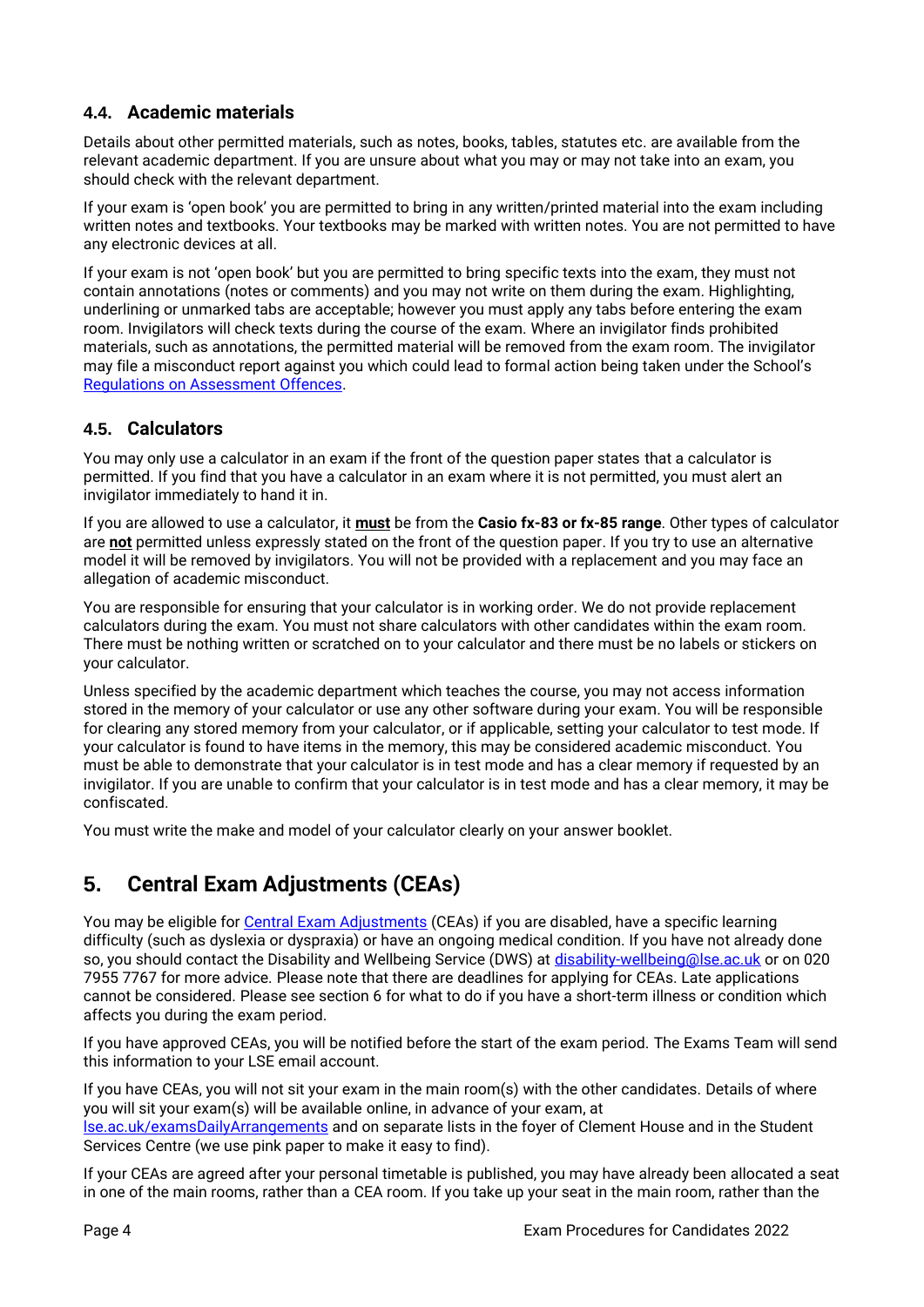### 4.4. Academic materials

Details about other permitted materials, such as notes, books, tables, statutes etc. are available from the relevant academic department. If you are unsure about what you may or may not take into an exam, you should check with the relevant department.

If your exam is 'open book' you are permitted to bring in any written/printed material into the exam including written notes and textbooks. Your textbooks may be marked with written notes. You are not permitted to have any electronic devices at all.

If your exam is not 'open book' but you are permitted to bring specific texts into the exam, they must not contain annotations (notes or comments) and you may not write on them during the exam. Highlighting, underlining or unmarked tabs are acceptable; however you must apply any tabs before entering the exam room. Invigilators will check texts during the course of the exam. Where an invigilator finds prohibited materials, such as annotations, the permitted material will be removed from the exam room. The invigilator may file a misconduct report against you which could lead to formal action being taken under the School's [Regulations on Assessment Offences](Regulations on Assessment Offences).

### 4.5. Calculators

You may only use a calculator in an exam if the front of the question paper states that a calculator is permitted. If you find that you have a calculator in an exam where it is not permitted, you must alert an invigilator immediately to hand it in.

If you are allowed to use a calculator, it **must** be from the **Casio fx-83 or fx-85 range**. Other types of calculator are **not** permitted unless expressly stated on the front of the question paper. If you try to use an alternative model it will be removed by invigilators. You will not be provided with a replacement and you may face an allegation of academic misconduct.

You are responsible for ensuring that your calculator is in working order. We do not provide replacement calculators during the exam. You must not share calculators with other candidates within the exam room. There must be nothing written or scratched on to your calculator and there must be no labels or stickers on your calculator.

Unless specified by the academic department which teaches the course, you may not access information stored in the memory of your calculator or use any other software during your exam. You will be responsible for clearing any stored memory from your calculator, or if applicable, setting your calculator to test mode. If your calculator is found to have items in the memory, this may be considered academic misconduct. You must be able to demonstrate that your calculator is in test mode and has a clear memory if requested by an invigilator. If you are unable to confirm that your calculator is in test mode and has a clear memory, it may be confiscated.

You must write the make and model of your calculator clearly on your answer booklet.

## 5. Central Exam Adjustments (CEAs)

You may be eligible for Central Exam Adjustments (CEAs) if you are disabled, have a specific learning difficulty (such as dyslexia or dyspraxia) or have an ongoing medical condition. If you have not already done so, you should contact the Disability and Wellbeing Service (DWS) at disability-wellbeing@lse.ac.uk or on 020 7955 7767 for more advice. Please note that there are deadlines for applying for CEAs. Late applications cannot be considered. Please see section 6 for what to do if you have a short-term illness or condition which affects you during the exam period.

If you have approved CEAs, you will be notified before the start of the exam period. The Exams Team will send this information to your LSE email account.

If you have CEAs, you will not sit your exam in the main room(s) with the other candidates. Details of where you will sit your exam(s) will be available online, in advance of your exam, at lse.ac.uk/examsDailyArrangements and on separate lists in the foyer of Clement House and in the Student Services Centre (we use pink paper to make it easy to find).

If your CEAs are agreed after your personal timetable is published, you may have already been allocated a seat in one of the main rooms, rather than a CEA room. If you take up your seat in the main room, rather than the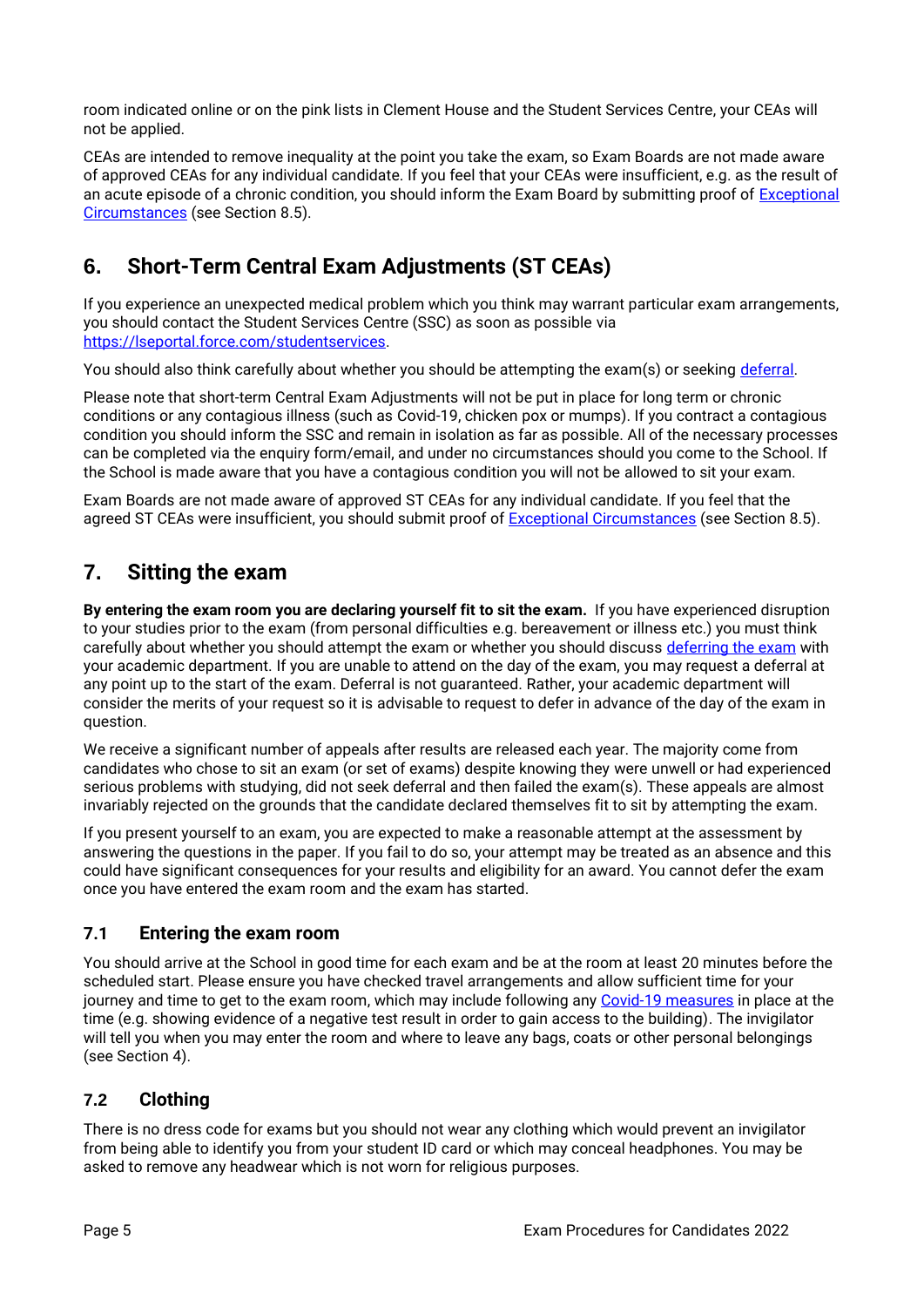room indicated online or on the pink lists in Clement House and the Student Services Centre, your CEAs will not be applied.

CEAs are intended to remove inequality at the point you take the exam, so Exam Boards are not made aware of approved CEAs for any individual candidate. If you feel that your CEAs were insufficient, e.g. as the result of an acute episode of a chronic condition, you should inform the Exam Board by submitting proof of [Exceptional Circumstances](#) (see Section 8.5).

## 6. Short-Term Central Exam Adjustments (ST CEAs)

If you experience an unexpected medical problem which you think may warrant particular exam arrangements, you should contact the Student Services Centre (SSC) as soon as possible via https://lseportal.force.com/studentservices.

You should also think carefully about whether you should be attempting the exam(s) or seeking [deferral](#).

Please note that short-term Central Exam Adjustments will not be put in place for long term or chronic conditions or any contagious illness (such as Covid-19, chicken pox or mumps). If you contract a contagious condition you should inform the SSC and remain in isolation as far as possible. All of the necessary processes can be completed via the enquiry form/email, and under no circumstances should you come to the School. If the School is made aware that you have a contagious condition you will not be allowed to sit your exam.

Exam Boards are not made aware of approved ST CEAs for any individual candidate. If you feel that the agreed ST CEAs were insufficient, you should submit proof of [Exceptional Circumstances](#) (see Section 8.5).

## 7. Sitting the exam

**By entering the exam room you are declaring yourself fit to sit the exam.** If you have experienced disruption to your studies prior to the exam (from personal difficulties e.g. bereavement or illness etc.) you must think carefully about whether you should attempt the exam or whether you should discuss [deferring the exam](#) with your academic department. If you are unable to attend on the day of the exam, you may request a deferral at any point up to the start of the exam. Deferral is not guaranteed. Rather, your academic department will consider the merits of your request so it is advisable to request to defer in advance of the day of the exam in question.

We receive a significant number of appeals after results are released each year. The majority come from candidates who chose to sit an exam (or set of exams) despite knowing they were unwell or had experienced serious problems with studying, did not seek deferral and then failed the exam(s). These appeals are almost invariably rejected on the grounds that the candidate declared themselves fit to sit by attempting the exam.

If you present yourself to an exam, you are expected to make a reasonable attempt at the assessment by answering the questions in the paper. If you fail to do so, your attempt may be treated as an absence and this could have significant consequences for your results and eligibility for an award. You cannot defer the exam once you have entered the exam room and the exam has started.

### 7.1 Entering the exam room

You should arrive at the School in good time for each exam and be at the room at least 20 minutes before the scheduled start. Please ensure you have checked travel arrangements and allow sufficient time for your journey and time to get to the exam room, which may include following any [Covid-19 measures](#) in place at the time (e.g. showing evidence of a negative test result in order to gain access to the building). The invigilator will tell you when you may enter the room and where to leave any bags, coats or other personal belongings (see Section 4).

### 7.2 Clothing

There is no dress code for exams but you should not wear any clothing which would prevent an invigilator from being able to identify you from your student ID card or which may conceal headphones. You may be asked to remove any headwear which is not worn for religious purposes.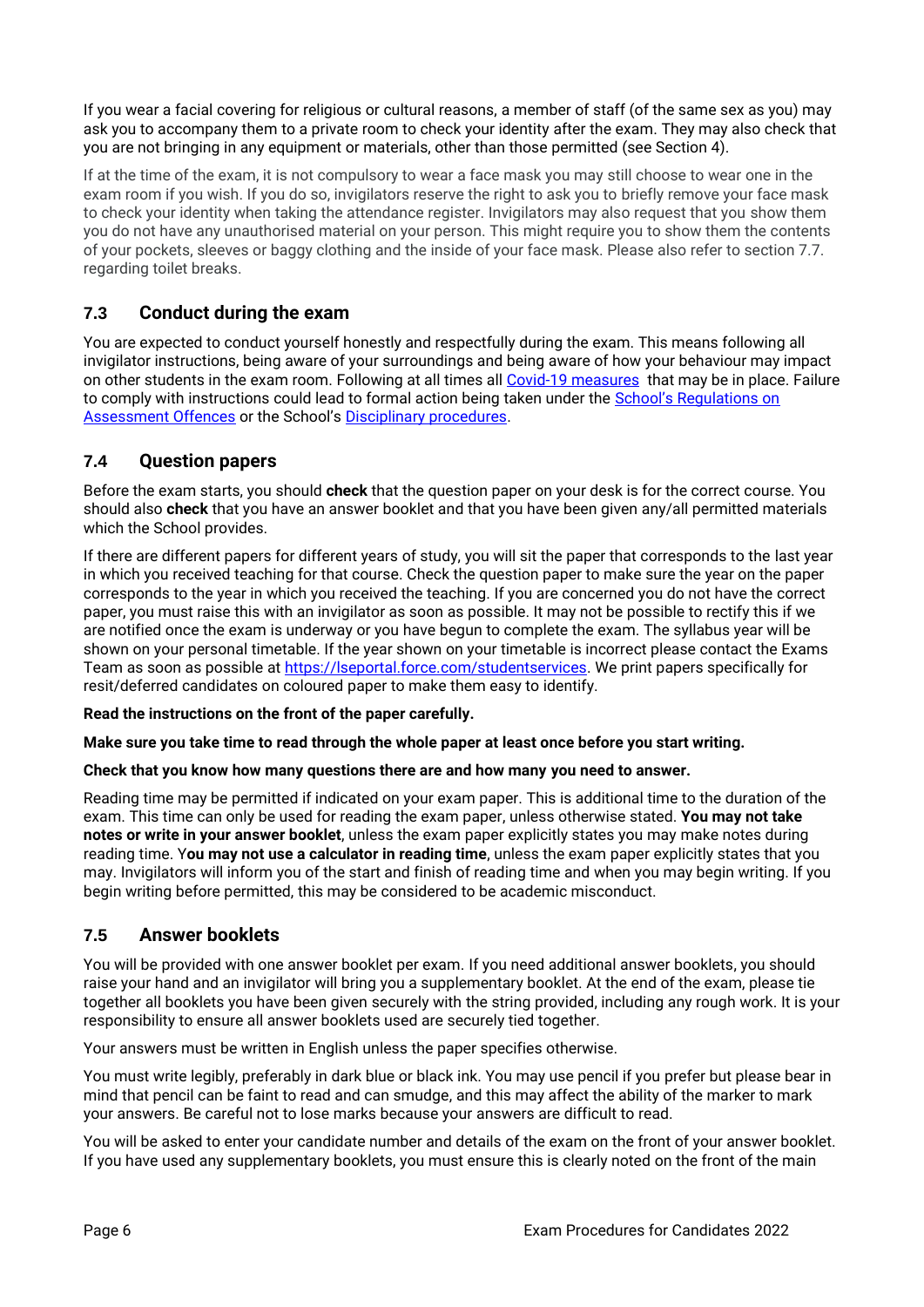If you wear a facial covering for religious or cultural reasons, a member of staff (of the same sex as you) may ask you to accompany them to a private room to check your identity after the exam. They may also check that you are not bringing in any equipment or materials, other than those permitted (see Section 4).

If at the time of the exam, it is not compulsory to wear a face mask you may still choose to wear one in the exam room if you wish. If you do so, invigilators reserve the right to ask you to briefly remove your face mask to check your identity when taking the attendance register. Invigilators may also request that you show them you do not have any unauthorised material on your person. This might require you to show them the contents of your pockets, sleeves or baggy clothing and the inside of your face mask. Please also refer to section 7.7. regarding toilet breaks.

## 7.3 Conduct during the exam

You are expected to conduct yourself honestly and respectfully during the exam. This means following all invigilator instructions, being aware of your surroundings and being aware of how your behaviour may impact on other students in the exam room. Following at all times all Covid-19 measures that may be in place. Failure to comply with instructions could lead to formal action being taken under the School's Regulations on Assessment Offences or the School's Disciplinary procedures.

## 7.4 Question papers

Before the exam starts, you should **check** that the question paper on your desk is for the correct course. You should also **check** that you have an answer booklet and that you have been given any/all permitted materials which the School provides.

If there are different papers for different years of study, you will sit the paper that corresponds to the last year in which you received teaching for that course. Check the question paper to make sure the year on the paper corresponds to the year in which you received the teaching. If you are concerned you do not have the correct paper, you must raise this with an invigilator as soon as possible. It may not be possible to rectify this if we are notified once the exam is underway or you have begun to complete the exam. The syllabus year will be shown on your personal timetable. If the year shown on your timetable is incorrect please contact the Exams Team as soon as possible at https://lseportal.force.com/studentservices. We print papers specifically for resit/deferred candidates on coloured paper to make them easy to identify.

**Read the instructions on the front of the paper carefully.**

**Make sure you take time to read through the whole paper at least once before you start writing.**

**Check that you know how many questions there are and how many you need to answer.**

Reading time may be permitted if indicated on your exam paper. This is additional time to the duration of the exam. This time can only be used for reading the exam paper, unless otherwise stated. **You may not take notes or write in your answer booklet**, unless the exam paper explicitly states you may make notes during reading time. Y**ou may not use a calculator in reading time**, unless the exam paper explicitly states that you may. Invigilators will inform you of the start and finish of reading time and when you may begin writing. If you begin writing before permitted, this may be considered to be academic misconduct.

## 7.5 Answer booklets

You will be provided with one answer booklet per exam. If you need additional answer booklets, you should raise your hand and an invigilator will bring you a supplementary booklet. At the end of the exam, please tie together all booklets you have been given securely with the string provided, including any rough work. It is your responsibility to ensure all answer booklets used are securely tied together.

Your answers must be written in English unless the paper specifies otherwise.

You must write legibly, preferably in dark blue or black ink. You may use pencil if you prefer but please bear in mind that pencil can be faint to read and can smudge, and this may affect the ability of the marker to mark your answers. Be careful not to lose marks because your answers are difficult to read.

You will be asked to enter your candidate number and details of the exam on the front of your answer booklet. If you have used any supplementary booklets, you must ensure this is clearly noted on the front of the main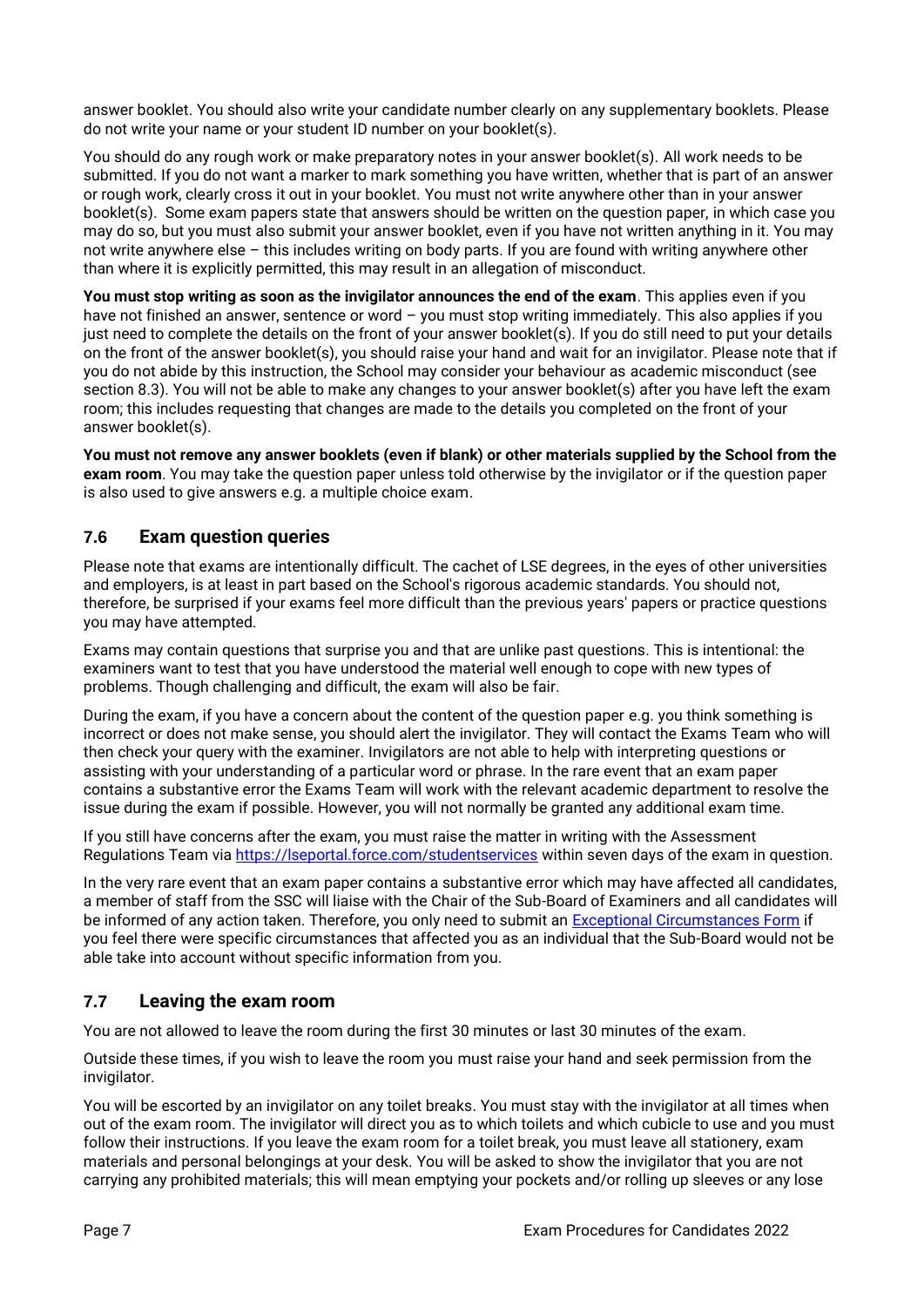answer booklet. You should also write your candidate number clearly on any supplementary booklets. Please do not write your name or your student ID number on your booklet(s).

You should do any rough work or make preparatory notes in your answer booklet(s). All work needs to be submitted. If you do not want a marker to mark something you have written, whether that is part of an answer or rough work, clearly cross it out in your booklet. You must not write anywhere other than in your answer booklet(s). Some exam papers state that answers should be written on the question paper, in which case you may do so, but you must also submit your answer booklet, even if you have not written anything in it. You may not write anywhere else – this includes writing on body parts. If you are found with writing anywhere other than where it is explicitly permitted, this may result in an allegation of misconduct.

**You must stop writing as soon as the invigilator announces the end of the exam**. This applies even if you have not finished an answer, sentence or word – you must stop writing immediately. This also applies if you just need to complete the details on the front of your answer booklet(s). If you do still need to put your details on the front of the answer booklet(s), you should raise your hand and wait for an invigilator. Please note that if you do not abide by this instruction, the School may consider your behaviour as academic misconduct (see section 8.3). You will not be able to make any changes to your answer booklet(s) after you have left the exam room; this includes requesting that changes are made to the details you completed on the front of your answer booklet(s).

**You must not remove any answer booklets (even if blank) or other materials supplied by the School from the exam room**. You may take the question paper unless told otherwise by the invigilator or if the question paper is also used to give answers e.g. a multiple choice exam.

## 7.6 Exam question queries

Please note that exams are intentionally difficult. The cachet of LSE degrees, in the eyes of other universities and employers, is at least in part based on the School's rigorous academic standards. You should not, therefore, be surprised if your exams feel more difficult than the previous years' papers or practice questions you may have attempted.

Exams may contain questions that surprise you and that are unlike past questions. This is intentional: the examiners want to test that you have understood the material well enough to cope with new types of problems. Though challenging and difficult, the exam will also be fair.

During the exam, if you have a concern about the content of the question paper e.g. you think something is incorrect or does not make sense, you should alert the invigilator. They will contact the Exams Team who will then check your query with the examiner. Invigilators are not able to help with interpreting questions or assisting with your understanding of a particular word or phrase. In the rare event that an exam paper contains a substantive error the Exams Team will work with the relevant academic department to resolve the issue during the exam if possible. However, you will not normally be granted any additional exam time.

If you still have concerns after the exam, you must raise the matter in writing with the Assessment Regulations Team via [https://lseportal.force.com/studentservices](https://lseportal.force.com/studentservices) within seven days of the exam in question.

In the very rare event that an exam paper contains a substantive error which may have affected all candidates, a member of staff from the SSC will liaise with the Chair of the Sub-Board of Examiners and all candidates will be informed of any action taken. Therefore, you only need to submit an [Exceptional Circumstances Form]() if you feel there were specific circumstances that affected you as an individual that the Sub-Board would not be able take into account without specific information from you.

## 7.7 Leaving the exam room

You are not allowed to leave the room during the first 30 minutes or last 30 minutes of the exam.

Outside these times, if you wish to leave the room you must raise your hand and seek permission from the invigilator.

You will be escorted by an invigilator on any toilet breaks. You must stay with the invigilator at all times when out of the exam room. The invigilator will direct you as to which toilets and which cubicle to use and you must follow their instructions. If you leave the exam room for a toilet break, you must leave all stationery, exam materials and personal belongings at your desk. You will be asked to show the invigilator that you are not carrying any prohibited materials; this will mean emptying your pockets and/or rolling up sleeves or any lose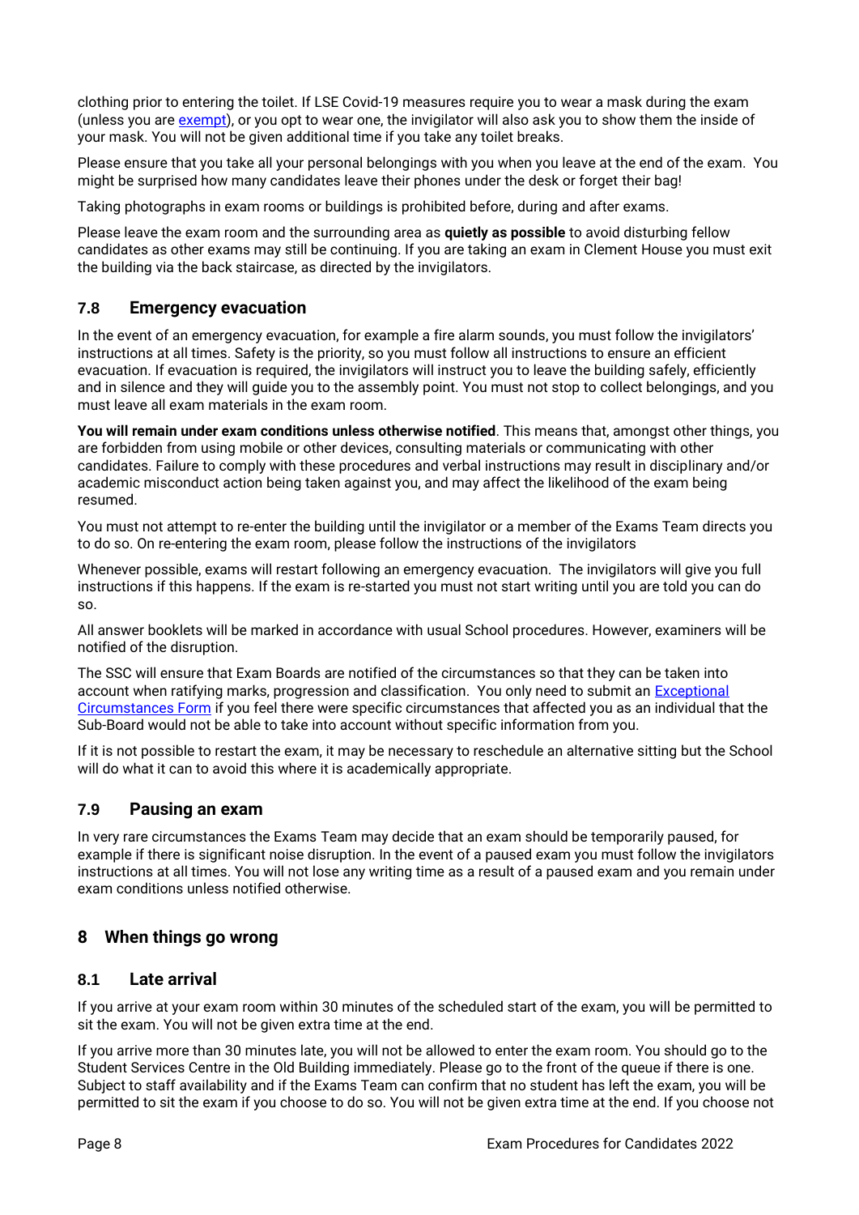clothing prior to entering the toilet. If LSE Covid-19 measures require you to wear a mask during the exam (unless you are exempt), or you opt to wear one, the invigilator will also ask you to show them the inside of your mask. You will not be given additional time if you take any toilet breaks.

Please ensure that you take all your personal belongings with you when you leave at the end of the exam. You might be surprised how many candidates leave their phones under the desk or forget their bag!

Taking photographs in exam rooms or buildings is prohibited before, during and after exams.

Please leave the exam room and the surrounding area as **quietly as possible** to avoid disturbing fellow candidates as other exams may still be continuing. If you are taking an exam in Clement House you must exit the building via the back staircase, as directed by the invigilators.

### 7.8 Emergency evacuation

In the event of an emergency evacuation, for example a fire alarm sounds, you must follow the invigilators' instructions at all times. Safety is the priority, so you must follow all instructions to ensure an efficient evacuation. If evacuation is required, the invigilators will instruct you to leave the building safely, efficiently and in silence and they will guide you to the assembly point. You must not stop to collect belongings, and you must leave all exam materials in the exam room.

**You will remain under exam conditions unless otherwise notified**. This means that, amongst other things, you are forbidden from using mobile or other devices, consulting materials or communicating with other candidates. Failure to comply with these procedures and verbal instructions may result in disciplinary and/or academic misconduct action being taken against you, and may affect the likelihood of the exam being resumed.

You must not attempt to re-enter the building until the invigilator or a member of the Exams Team directs you to do so. On re-entering the exam room, please follow the instructions of the invigilators

Whenever possible, exams will restart following an emergency evacuation. The invigilators will give you full instructions if this happens. If the exam is re-started you must not start writing until you are told you can do so.

All answer booklets will be marked in accordance with usual School procedures. However, examiners will be notified of the disruption.

The SSC will ensure that Exam Boards are notified of the circumstances so that they can be taken into account when ratifying marks, progression and classification. You only need to submit an Exceptional Circumstances Form if you feel there were specific circumstances that affected you as an individual that the Sub-Board would not be able to take into account without specific information from you.

If it is not possible to restart the exam, it may be necessary to reschedule an alternative sitting but the School will do what it can to avoid this where it is academically appropriate.

### 7.9 Pausing an exam

In very rare circumstances the Exams Team may decide that an exam should be temporarily paused, for example if there is significant noise disruption. In the event of a paused exam you must follow the invigilators instructions at all times. You will not lose any writing time as a result of a paused exam and you remain under exam conditions unless notified otherwise.

## 8 When things go wrong

### 8.1 Late arrival

If you arrive at your exam room within 30 minutes of the scheduled start of the exam, you will be permitted to sit the exam. You will not be given extra time at the end.

If you arrive more than 30 minutes late, you will not be allowed to enter the exam room. You should go to the Student Services Centre in the Old Building immediately. Please go to the front of the queue if there is one. Subject to staff availability and if the Exams Team can confirm that no student has left the exam, you will be permitted to sit the exam if you choose to do so. You will not be given extra time at the end. If you choose not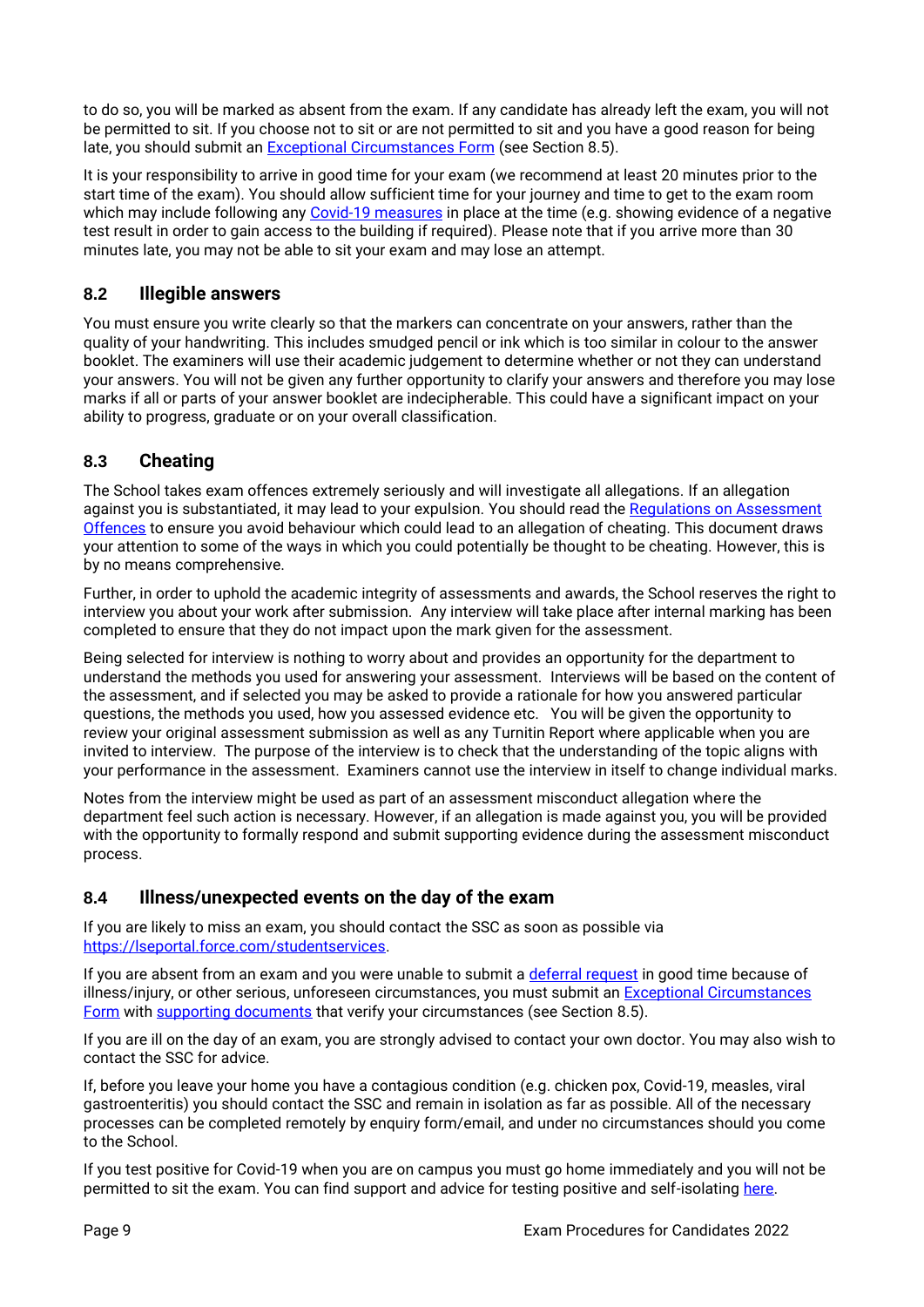to do so, you will be marked as absent from the exam. If any candidate has already left the exam, you will not be permitted to sit. If you choose not to sit or are not permitted to sit and you have a good reason for being late, you should submit an Exceptional Circumstances Form (see Section 8.5).

It is your responsibility to arrive in good time for your exam (we recommend at least 20 minutes prior to the start time of the exam). You should allow sufficient time for your journey and time to get to the exam room which may include following any Covid-19 measures in place at the time (e.g. showing evidence of a negative test result in order to gain access to the building if required). Please note that if you arrive more than 30 minutes late, you may not be able to sit your exam and may lose an attempt.

## 8.2 Illegible answers

You must ensure you write clearly so that the markers can concentrate on your answers, rather than the quality of your handwriting. This includes smudged pencil or ink which is too similar in colour to the answer booklet. The examiners will use their academic judgement to determine whether or not they can understand your answers. You will not be given any further opportunity to clarify your answers and therefore you may lose marks if all or parts of your answer booklet are indecipherable. This could have a significant impact on your ability to progress, graduate or on your overall classification.

## 8.3 Cheating

The School takes exam offences extremely seriously and will investigate all allegations. If an allegation against you is substantiated, it may lead to your expulsion. You should read the Regulations on Assessment Offences to ensure you avoid behaviour which could lead to an allegation of cheating. This document draws your attention to some of the ways in which you could potentially be thought to be cheating. However, this is by no means comprehensive.

Further, in order to uphold the academic integrity of assessments and awards, the School reserves the right to interview you about your work after submission. Any interview will take place after internal marking has been completed to ensure that they do not impact upon the mark given for the assessment.

Being selected for interview is nothing to worry about and provides an opportunity for the department to understand the methods you used for answering your assessment. Interviews will be based on the content of the assessment, and if selected you may be asked to provide a rationale for how you answered particular questions, the methods you used, how you assessed evidence etc. You will be given the opportunity to review your original assessment submission as well as any Turnitin Report where applicable when you are invited to interview. The purpose of the interview is to check that the understanding of the topic aligns with your performance in the assessment. Examiners cannot use the interview in itself to change individual marks.

Notes from the interview might be used as part of an assessment misconduct allegation where the department feel such action is necessary. However, if an allegation is made against you, you will be provided with the opportunity to formally respond and submit supporting evidence during the assessment misconduct process.

## 8.4 Illness/unexpected events on the day of the exam

If you are likely to miss an exam, you should contact the SSC as soon as possible via https://lseportal.force.com/studentservices.

If you are absent from an exam and you were unable to submit a deferral request in good time because of illness/injury, or other serious, unforeseen circumstances, you must submit an Exceptional Circumstances Form with supporting documents that verify your circumstances (see Section 8.5).

If you are ill on the day of an exam, you are strongly advised to contact your own doctor. You may also wish to contact the SSC for advice.

If, before you leave your home you have a contagious condition (e.g. chicken pox, Covid-19, measles, viral gastroenteritis) you should contact the SSC and remain in isolation as far as possible. All of the necessary processes can be completed remotely by enquiry form/email, and under no circumstances should you come to the School.

If you test positive for Covid-19 when you are on campus you must go home immediately and you will not be permitted to sit the exam. You can find support and advice for testing positive and self-isolating here.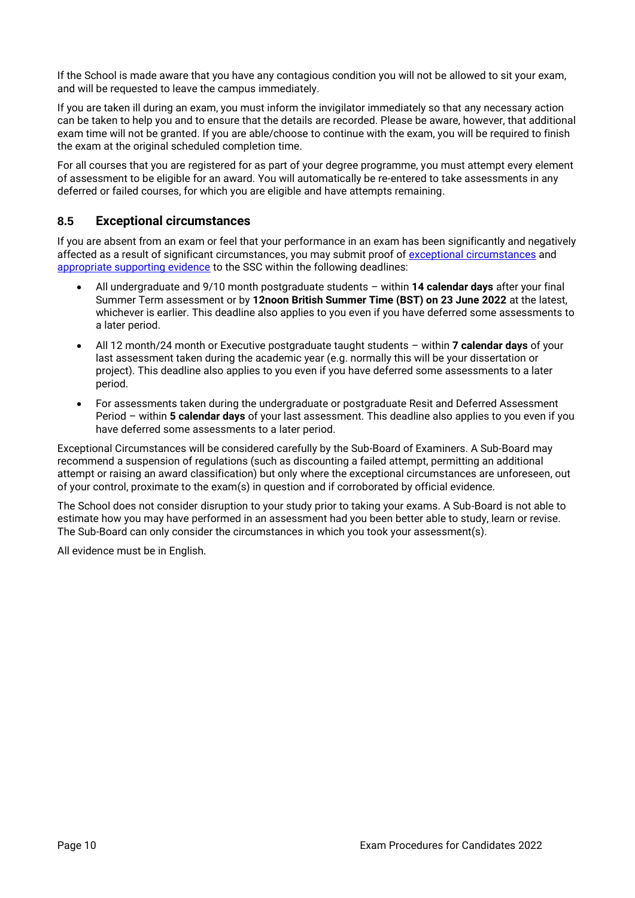If the School is made aware that you have any contagious condition you will not be allowed to sit your exam, and will be requested to leave the campus immediately.

If you are taken ill during an exam, you must inform the invigilator immediately so that any necessary action can be taken to help you and to ensure that the details are recorded. Please be aware, however, that additional exam time will not be granted. If you are able/choose to continue with the exam, you will be required to finish the exam at the original scheduled completion time.

For all courses that you are registered for as part of your degree programme, you must attempt every element of assessment to be eligible for an award. You will automatically be re-entered to take assessments in any deferred or failed courses, for which you are eligible and have attempts remaining.

### 8.5 Exceptional circumstances

If you are absent from an exam or feel that your performance in an exam has been significantly and negatively affected as a result of significant circumstances, you may submit proof of [exceptional circumstances] and [appropriate supporting evidence] to the SSC within the following deadlines:

- All undergraduate and 9/10 month postgraduate students – within **14 calendar days** after your final Summer Term assessment or by **12noon British Summer Time (BST) on 23 June 2022** at the latest, whichever is earlier. This deadline also applies to you even if you have deferred some assessments to a later period.
- All 12 month/24 month or Executive postgraduate taught students – within **7 calendar days** of your last assessment taken during the academic year (e.g. normally this will be your dissertation or project). This deadline also applies to you even if you have deferred some assessments to a later period.
- For assessments taken during the undergraduate or postgraduate Resit and Deferred Assessment Period – within **5 calendar days** of your last assessment. This deadline also applies to you even if you have deferred some assessments to a later period.

Exceptional Circumstances will be considered carefully by the Sub-Board of Examiners. A Sub-Board may recommend a suspension of regulations (such as discounting a failed attempt, permitting an additional attempt or raising an award classification) but only where the exceptional circumstances are unforeseen, out of your control, proximate to the exam(s) in question and if corroborated by official evidence.

The School does not consider disruption to your study prior to taking your exams. A Sub-Board is not able to estimate how you may have performed in an assessment had you been better able to study, learn or revise. The Sub-Board can only consider the circumstances in which you took your assessment(s).

All evidence must be in English.